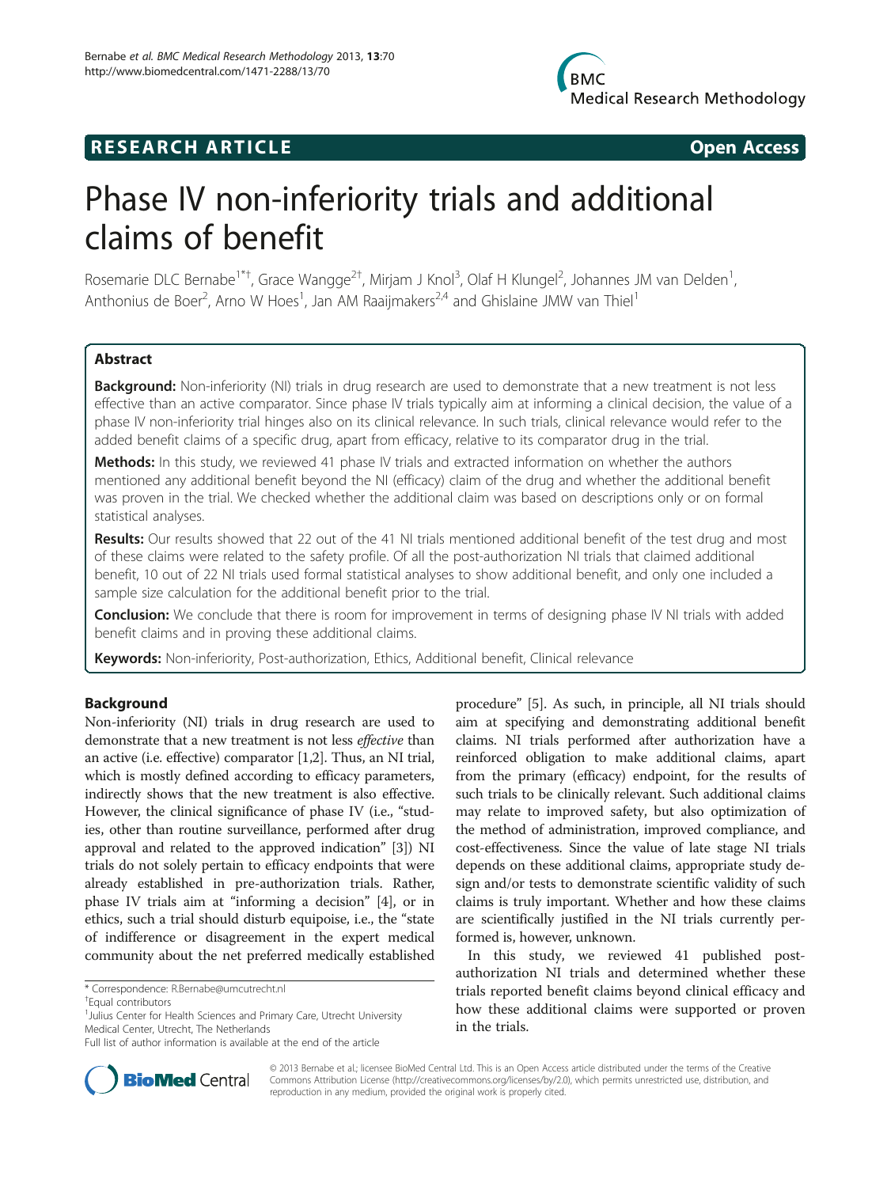RESEARCH ARTICLE Open Access

# Phase IV non-inferiority trials and additional claims of benefit

Rosemarie DLC Bernabe[1*†], Grace Wangge[2†], Mirjam J Knol[3], Olaf H Klungel[2], Johannes JM van Delden[1], Anthonius de Boer[2], Arno W Hoes[1], Jan AM Raaijmakers[2,4] and Ghislaine JMW van Thiel[1]

## Abstract

**Background:** Non-inferiority (NI) trials in drug research are used to demonstrate that a new treatment is not less effective than an active comparator. Since phase IV trials typically aim at informing a clinical decision, the value of a phase IV non-inferiority trial hinges also on its clinical relevance. In such trials, clinical relevance would refer to the added benefit claims of a specific drug, apart from efficacy, relative to its comparator drug in the trial.

**Methods:** In this study, we reviewed 41 phase IV trials and extracted information on whether the authors mentioned any additional benefit beyond the NI (efficacy) claim of the drug and whether the additional benefit was proven in the trial. We checked whether the additional claim was based on descriptions only or on formal statistical analyses.

**Results:** Our results showed that 22 out of the 41 NI trials mentioned additional benefit of the test drug and most of these claims were related to the safety profile. Of all the post-authorization NI trials that claimed additional benefit, 10 out of 22 NI trials used formal statistical analyses to show additional benefit, and only one included a sample size calculation for the additional benefit prior to the trial.

**Conclusion:** We conclude that there is room for improvement in terms of designing phase IV NI trials with added benefit claims and in proving these additional claims.

**Keywords:** Non-inferiority, Post-authorization, Ethics, Additional benefit, Clinical relevance

## Background

Non-inferiority (NI) trials in drug research are used to demonstrate that a new treatment is not less *effective* than an active (i.e. effective) comparator [1,2]. Thus, an NI trial, which is mostly defined according to efficacy parameters, indirectly shows that the new treatment is also effective. However, the clinical significance of phase IV (i.e., "studies, other than routine surveillance, performed after drug approval and related to the approved indication" [3]) NI trials do not solely pertain to efficacy endpoints that were already established in pre-authorization trials. Rather, phase IV trials aim at "informing a decision" [4], or in ethics, such a trial should disturb equipoise, i.e., the "state of indifference or disagreement in the expert medical community about the net preferred medically established procedure" [5]. As such, in principle, all NI trials should aim at specifying and demonstrating additional benefit claims. NI trials performed after authorization have a reinforced obligation to make additional claims, apart from the primary (efficacy) endpoint, for the results of such trials to be clinically relevant. Such additional claims may relate to improved safety, but also optimization of the method of administration, improved compliance, and cost-effectiveness. Since the value of late stage NI trials depends on these additional claims, appropriate study design and/or tests to demonstrate scientific validity of such claims is truly important. Whether and how these claims are scientifically justified in the NI trials currently performed is, however, unknown.

In this study, we reviewed 41 published post-authorization NI trials and determined whether these trials reported benefit claims beyond clinical efficacy and how these additional claims were supported or proven in the trials.

\* Correspondence: R.Bernabe@umcutrecht.nl
†Equal contributors
[1]Julius Center for Health Sciences and Primary Care, Utrecht University Medical Center, Utrecht, The Netherlands
Full list of author information is available at the end of the article

© 2013 Bernabe et al.; licensee BioMed Central Ltd. This is an Open Access article distributed under the terms of the Creative Commons Attribution License (http://creativecommons.org/licenses/by/2.0), which permits unrestricted use, distribution, and reproduction in any medium, provided the original work is properly cited.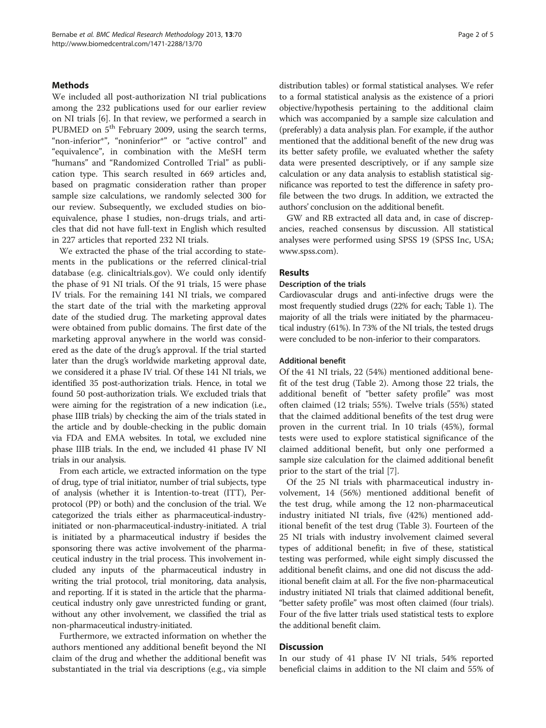## Methods

We included all post-authorization NI trial publications among the 232 publications used for our earlier review on NI trials [6]. In that review, we performed a search in PUBMED on 5th February 2009, using the search terms, "non-inferior*", "noninferior*" or "active control" and "equivalence", in combination with the MeSH term "humans" and "Randomized Controlled Trial" as publication type. This search resulted in 669 articles and, based on pragmatic consideration rather than proper sample size calculations, we randomly selected 300 for our review. Subsequently, we excluded studies on bioequivalence, phase I studies, non-drugs trials, and articles that did not have full-text in English which resulted in 227 articles that reported 232 NI trials.

We extracted the phase of the trial according to statements in the publications or the referred clinical-trial database (e.g. clinicaltrials.gov). We could only identify the phase of 91 NI trials. Of the 91 trials, 15 were phase IV trials. For the remaining 141 NI trials, we compared the start date of the trial with the marketing approval date of the studied drug. The marketing approval dates were obtained from public domains. The first date of the marketing approval anywhere in the world was considered as the date of the drug's approval. If the trial started later than the drug's worldwide marketing approval date, we considered it a phase IV trial. Of these 141 NI trials, we identified 35 post-authorization trials. Hence, in total we found 50 post-authorization trials. We excluded trials that were aiming for the registration of a new indication (i.e., phase IIIB trials) by checking the aim of the trials stated in the article and by double-checking in the public domain via FDA and EMA websites. In total, we excluded nine phase IIIB trials. In the end, we included 41 phase IV NI trials in our analysis.

From each article, we extracted information on the type of drug, type of trial initiator, number of trial subjects, type of analysis (whether it is Intention-to-treat (ITT), Per-protocol (PP) or both) and the conclusion of the trial. We categorized the trials either as pharmaceutical-industry-initiated or non-pharmaceutical-industry-initiated. A trial is initiated by a pharmaceutical industry if besides the sponsoring there was active involvement of the pharmaceutical industry in the trial process. This involvement included any inputs of the pharmaceutical industry in writing the trial protocol, trial monitoring, data analysis, and reporting. If it is stated in the article that the pharmaceutical industry only gave unrestricted funding or grant, without any other involvement, we classified the trial as non-pharmaceutical industry-initiated.

Furthermore, we extracted information on whether the authors mentioned any additional benefit beyond the NI claim of the drug and whether the additional benefit was substantiated in the trial via descriptions (e.g., via simple distribution tables) or formal statistical analyses. We refer to a formal statistical analysis as the existence of a priori objective/hypothesis pertaining to the additional claim which was accompanied by a sample size calculation and (preferably) a data analysis plan. For example, if the author mentioned that the additional benefit of the new drug was its better safety profile, we evaluated whether the safety data were presented descriptively, or if any sample size calculation or any data analysis to establish statistical significance was reported to test the difference in safety profile between the two drugs. In addition, we extracted the authors' conclusion on the additional benefit.

GW and RB extracted all data and, in case of discrepancies, reached consensus by discussion. All statistical analyses were performed using SPSS 19 (SPSS Inc, USA; www.spss.com).

## Results

### Description of the trials

Cardiovascular drugs and anti-infective drugs were the most frequently studied drugs (22% for each; Table 1). The majority of all the trials were initiated by the pharmaceutical industry (61%). In 73% of the NI trials, the tested drugs were concluded to be non-inferior to their comparators.

### Additional benefit

Of the 41 NI trials, 22 (54%) mentioned additional benefit of the test drug (Table 2). Among those 22 trials, the additional benefit of "better safety profile" was most often claimed (12 trials; 55%). Twelve trials (55%) stated that the claimed additional benefits of the test drug were proven in the current trial. In 10 trials (45%), formal tests were used to explore statistical significance of the claimed additional benefit, but only one performed a sample size calculation for the claimed additional benefit prior to the start of the trial [7].

Of the 25 NI trials with pharmaceutical industry involvement, 14 (56%) mentioned additional benefit of the test drug, while among the 12 non-pharmaceutical industry initiated NI trials, five (42%) mentioned additional benefit of the test drug (Table 3). Fourteen of the 25 NI trials with industry involvement claimed several types of additional benefit; in five of these, statistical testing was performed, while eight simply discussed the additional benefit claims, and one did not discuss the additional benefit claim at all. For the five non-pharmaceutical industry initiated NI trials that claimed additional benefit, "better safety profile" was most often claimed (four trials). Four of the five latter trials used statistical tests to explore the additional benefit claim.

## Discussion

In our study of 41 phase IV NI trials, 54% reported beneficial claims in addition to the NI claim and 55% of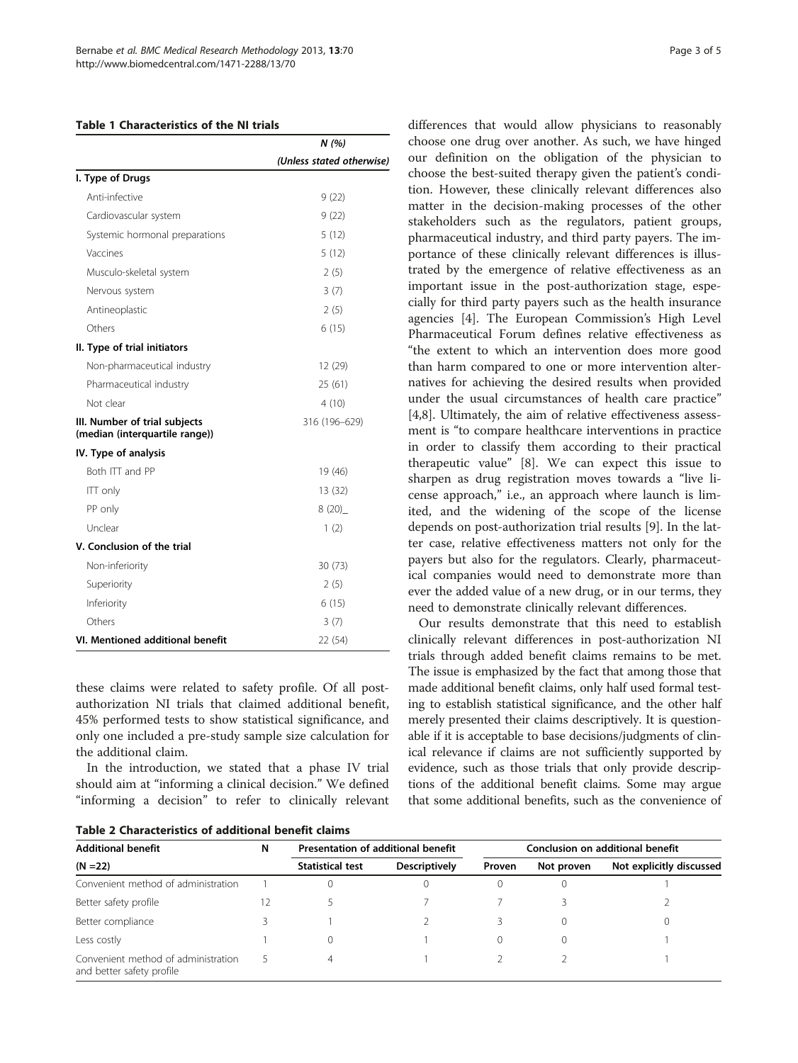**Table 1 Characteristics of the NI trials**

| | N (%) (Unless stated otherwise) |
|---|---|
| **I. Type of Drugs** | |
| Anti-infective | 9 (22) |
| Cardiovascular system | 9 (22) |
| Systemic hormonal preparations | 5 (12) |
| Vaccines | 5 (12) |
| Musculo-skeletal system | 2 (5) |
| Nervous system | 3 (7) |
| Antineoplastic | 2 (5) |
| Others | 6 (15) |
| **II. Type of trial initiators** | |
| Non-pharmaceutical industry | 12 (29) |
| Pharmaceutical industry | 25 (61) |
| Not clear | 4 (10) |
| **III. Number of trial subjects (median (interquartile range))** | 316 (196–629) |
| **IV. Type of analysis** | |
| Both ITT and PP | 19 (46) |
| ITT only | 13 (32) |
| PP only | 8 (20)_ |
| Unclear | 1 (2) |
| **V. Conclusion of the trial** | |
| Non-inferiority | 30 (73) |
| Superiority | 2 (5) |
| Inferiority | 6 (15) |
| Others | 3 (7) |
| **VI. Mentioned additional benefit** | 22 (54) |

these claims were related to safety profile. Of all post-authorization NI trials that claimed additional benefit, 45% performed tests to show statistical significance, and only one included a pre-study sample size calculation for the additional claim.

In the introduction, we stated that a phase IV trial should aim at "informing a clinical decision." We defined "informing a decision" to refer to clinically relevant differences that would allow physicians to reasonably choose one drug over another. As such, we have hinged our definition on the obligation of the physician to choose the best-suited therapy given the patient's condition. However, these clinically relevant differences also matter in the decision-making processes of the other stakeholders such as the regulators, patient groups, pharmaceutical industry, and third party payers. The importance of these clinically relevant differences is illustrated by the emergence of relative effectiveness as an important issue in the post-authorization stage, especially for third party payers such as the health insurance agencies [4]. The European Commission's High Level Pharmaceutical Forum defines relative effectiveness as "the extent to which an intervention does more good than harm compared to one or more intervention alternatives for achieving the desired results when provided under the usual circumstances of health care practice" [4,8]. Ultimately, the aim of relative effectiveness assessment is "to compare healthcare interventions in practice in order to classify them according to their practical therapeutic value" [8]. We can expect this issue to sharpen as drug registration moves towards a "live license approach," i.e., an approach where launch is limited, and the widening of the scope of the license depends on post-authorization trial results [9]. In the latter case, relative effectiveness matters not only for the payers but also for the regulators. Clearly, pharmaceutical companies would need to demonstrate more than ever the added value of a new drug, or in our terms, they need to demonstrate clinically relevant differences.

Our results demonstrate that this need to establish clinically relevant differences in post-authorization NI trials through added benefit claims remains to be met. The issue is emphasized by the fact that among those that made additional benefit claims, only half used formal testing to establish statistical significance, and the other half merely presented their claims descriptively. It is questionable if it is acceptable to base decisions/judgments of clinical relevance if claims are not sufficiently supported by evidence, such as those trials that only provide descriptions of the additional benefit claims. Some may argue that some additional benefits, such as the convenience of

**Table 2 Characteristics of additional benefit claims**

| Additional benefit (N =22) | N | Presentation of additional benefit | | Conclusion on additional benefit | | |
|---|---|---|---|---|---|---|
| | | Statistical test | Descriptively | Proven | Not proven | Not explicitly discussed |
| Convenient method of administration | 1 | 0 | 0 | 0 | 0 | 1 |
| Better safety profile | 12 | 5 | 7 | 7 | 3 | 2 |
| Better compliance | 3 | 1 | 2 | 3 | 0 | 0 |
| Less costly | 1 | 0 | 1 | 0 | 0 | 1 |
| Convenient method of administration and better safety profile | 5 | 4 | 1 | 2 | 2 | 1 |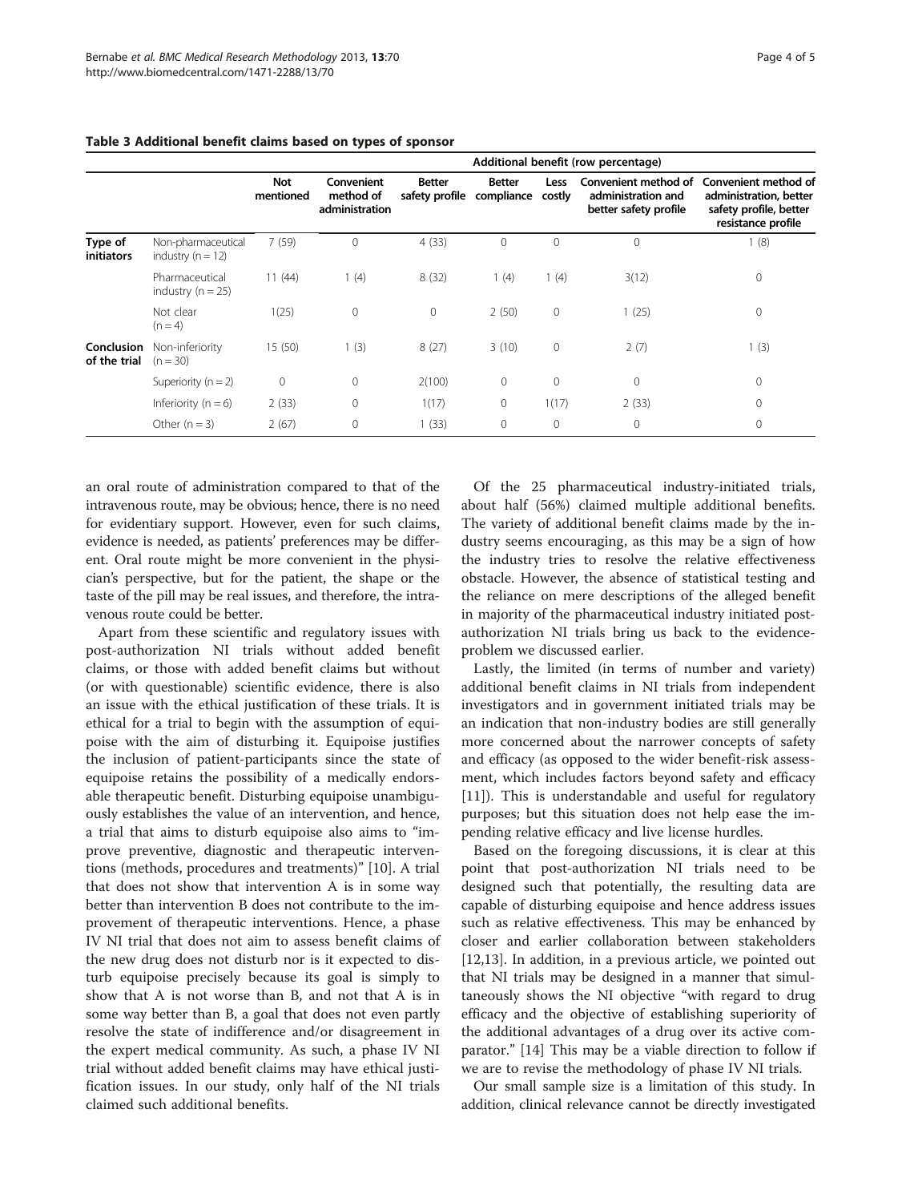**Table 3 Additional benefit claims based on types of sponsor**

| | | Additional benefit (row percentage) | | | | | | |
|---|---|---|---|---|---|---|---|---|
| | | Not mentioned | Convenient method of administration | Better safety profile | Better compliance | Less costly | Convenient method of administration and better safety profile | Convenient method of administration, better safety profile, better resistance profile |
| **Type of initiators** | Non-pharmaceutical industry (n = 12) | 7 (59) | 0 | 4 (33) | 0 | 0 | 0 | 1 (8) |
| | Pharmaceutical industry (n = 25) | 11 (44) | 1 (4) | 8 (32) | 1 (4) | 1 (4) | 3(12) | 0 |
| | Not clear (n = 4) | 1(25) | 0 | 0 | 2 (50) | 0 | 1 (25) | 0 |
| **Conclusion of the trial** | Non-inferiority (n = 30) | 15 (50) | 1 (3) | 8 (27) | 3 (10) | 0 | 2 (7) | 1 (3) |
| | Superiority (n = 2) | 0 | 0 | 2(100) | 0 | 0 | 0 | 0 |
| | Inferiority (n = 6) | 2 (33) | 0 | 1(17) | 0 | 1(17) | 2 (33) | 0 |
| | Other (n = 3) | 2 (67) | 0 | 1 (33) | 0 | 0 | 0 | 0 |

an oral route of administration compared to that of the intravenous route, may be obvious; hence, there is no need for evidentiary support. However, even for such claims, evidence is needed, as patients' preferences may be different. Oral route might be more convenient in the physician's perspective, but for the patient, the shape or the taste of the pill may be real issues, and therefore, the intravenous route could be better.

Apart from these scientific and regulatory issues with post-authorization NI trials without added benefit claims, or those with added benefit claims but without (or with questionable) scientific evidence, there is also an issue with the ethical justification of these trials. It is ethical for a trial to begin with the assumption of equipoise with the aim of disturbing it. Equipoise justifies the inclusion of patient-participants since the state of equipoise retains the possibility of a medically endorsable therapeutic benefit. Disturbing equipoise unambiguously establishes the value of an intervention, and hence, a trial that aims to disturb equipoise also aims to "improve preventive, diagnostic and therapeutic interventions (methods, procedures and treatments)" [10]. A trial that does not show that intervention A is in some way better than intervention B does not contribute to the improvement of therapeutic interventions. Hence, a phase IV NI trial that does not aim to assess benefit claims of the new drug does not disturb nor is it expected to disturb equipoise precisely because its goal is simply to show that A is not worse than B, and not that A is in some way better than B, a goal that does not even partly resolve the state of indifference and/or disagreement in the expert medical community. As such, a phase IV NI trial without added benefit claims may have ethical justification issues. In our study, only half of the NI trials claimed such additional benefits.

Of the 25 pharmaceutical industry-initiated trials, about half (56%) claimed multiple additional benefits. The variety of additional benefit claims made by the industry seems encouraging, as this may be a sign of how the industry tries to resolve the relative effectiveness obstacle. However, the absence of statistical testing and the reliance on mere descriptions of the alleged benefit in majority of the pharmaceutical industry initiated post-authorization NI trials bring us back to the evidence-problem we discussed earlier.

Lastly, the limited (in terms of number and variety) additional benefit claims in NI trials from independent investigators and in government initiated trials may be an indication that non-industry bodies are still generally more concerned about the narrower concepts of safety and efficacy (as opposed to the wider benefit-risk assessment, which includes factors beyond safety and efficacy [11]). This is understandable and useful for regulatory purposes; but this situation does not help ease the impending relative efficacy and live license hurdles.

Based on the foregoing discussions, it is clear at this point that post-authorization NI trials need to be designed such that potentially, the resulting data are capable of disturbing equipoise and hence address issues such as relative effectiveness. This may be enhanced by closer and earlier collaboration between stakeholders [12,13]. In addition, in a previous article, we pointed out that NI trials may be designed in a manner that simultaneously shows the NI objective "with regard to drug efficacy and the objective of establishing superiority of the additional advantages of a drug over its active comparator." [14] This may be a viable direction to follow if we are to revise the methodology of phase IV NI trials.

Our small sample size is a limitation of this study. In addition, clinical relevance cannot be directly investigated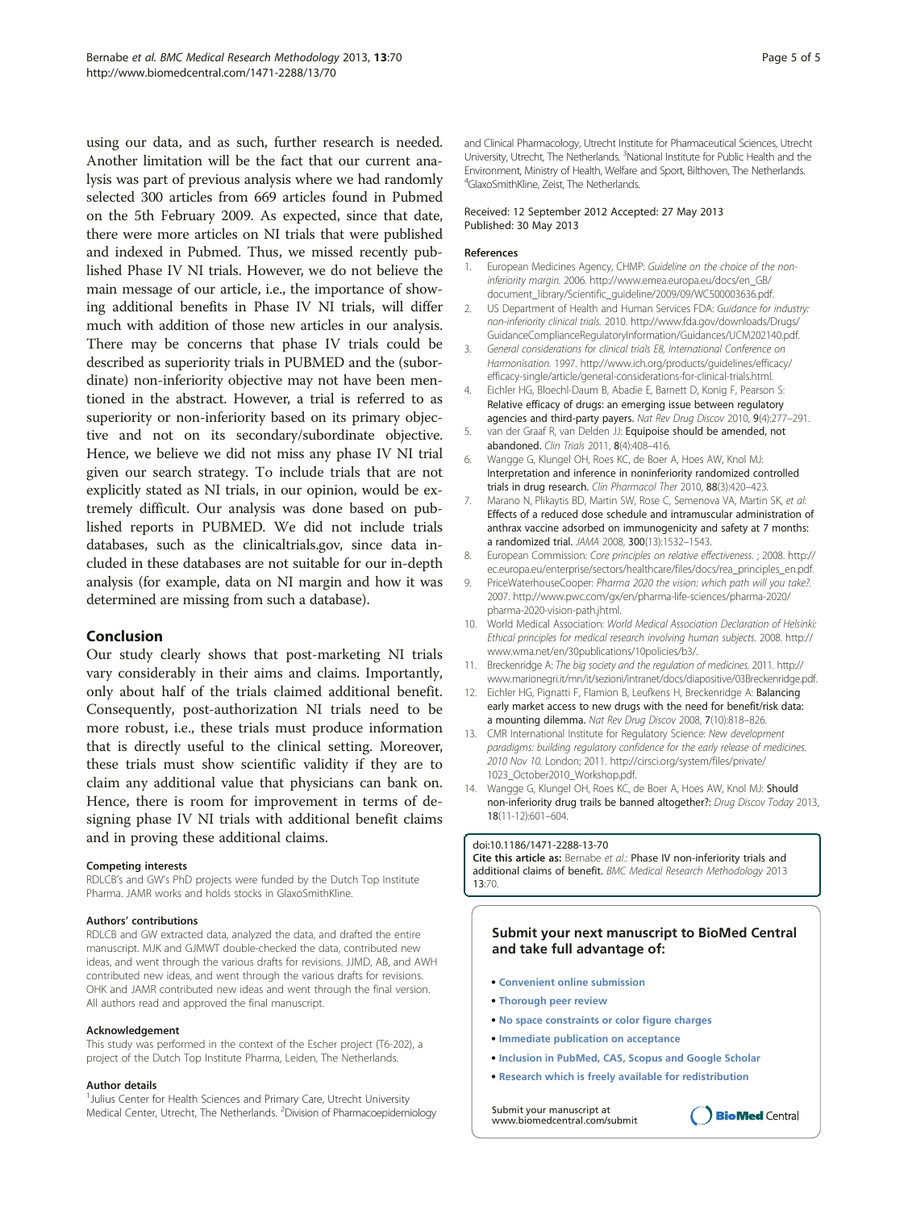using our data, and as such, further research is needed. Another limitation will be the fact that our current analysis was part of previous analysis where we had randomly selected 300 articles from 669 articles found in Pubmed on the 5th February 2009. As expected, since that date, there were more articles on NI trials that were published and indexed in Pubmed. Thus, we missed recently published Phase IV NI trials. However, we do not believe the main message of our article, i.e., the importance of showing additional benefits in Phase IV NI trials, will differ much with addition of those new articles in our analysis. There may be concerns that phase IV trials could be described as superiority trials in PUBMED and the (subordinate) non-inferiority objective may not have been mentioned in the abstract. However, a trial is referred to as superiority or non-inferiority based on its primary objective and not on its secondary/subordinate objective. Hence, we believe we did not miss any phase IV NI trial given our search strategy. To include trials that are not explicitly stated as NI trials, in our opinion, would be extremely difficult. Our analysis was done based on published reports in PUBMED. We did not include trials databases, such as the clinicaltrials.gov, since data included in these databases are not suitable for our in-depth analysis (for example, data on NI margin and how it was determined are missing from such a database).

## Conclusion

Our study clearly shows that post-marketing NI trials vary considerably in their aims and claims. Importantly, only about half of the trials claimed additional benefit. Consequently, post-authorization NI trials need to be more robust, i.e., these trials must produce information that is directly useful to the clinical setting. Moreover, these trials must show scientific validity if they are to claim any additional value that physicians can bank on. Hence, there is room for improvement in terms of designing phase IV NI trials with additional benefit claims and in proving these additional claims.

#### Competing interests

RDLCB's and GW's PhD projects were funded by the Dutch Top Institute Pharma. JAMR works and holds stocks in GlaxoSmithKline.

#### Authors' contributions

RDLCB and GW extracted data, analyzed the data, and drafted the entire manuscript. MJK and GJMWT double-checked the data, contributed new ideas, and went through the various drafts for revisions. JJMD, AB, and AWH contributed new ideas, and went through the various drafts for revisions. OHK and JAMR contributed new ideas and went through the final version. All authors read and approved the final manuscript.

#### Acknowledgement

This study was performed in the context of the Escher project (T6-202), a project of the Dutch Top Institute Pharma, Leiden, The Netherlands.

#### Author details

[1]Julius Center for Health Sciences and Primary Care, Utrecht University Medical Center, Utrecht, The Netherlands. [2]Division of Pharmacoepidemiology and Clinical Pharmacology, Utrecht Institute for Pharmaceutical Sciences, Utrecht University, Utrecht, The Netherlands. [3]National Institute for Public Health and the Environment, Ministry of Health, Welfare and Sport, Bilthoven, The Netherlands. [4]GlaxoSmithKline, Zeist, The Netherlands.

Received: 12 September 2012 Accepted: 27 May 2013
Published: 30 May 2013

#### References

1. European Medicines Agency, CHMP: *Guideline on the choice of the non-inferiority margin.* 2006. http://www.emea.europa.eu/docs/en_GB/document_library/Scientific_guideline/2009/09/WC500003636.pdf.
2. US Department of Health and Human Services FDA: *Guidance for industry: non-inferiority clinical trials.* 2010. http://www.fda.gov/downloads/Drugs/GuidanceComplianceRegulatoryInformation/Guidances/UCM202140.pdf.
3. *General considerations for clinical trials E8, International Conference on Harmonisation.* 1997. http://www.ich.org/products/guidelines/efficacy/efficacy-single/article/general-considerations-for-clinical-trials.html.
4. Eichler HG, Bloechl-Daum B, Abadie E, Barnett D, Konig F, Pearson S: **Relative efficacy of drugs: an emerging issue between regulatory agencies and third-party payers.** *Nat Rev Drug Discov* 2010, **9**(4):277–291.
5. van der Graaf R, van Delden JJ: **Equipoise should be amended, not abandoned.** *Clin Trials* 2011, **8**(4):408–416.
6. Wangge G, Klungel OH, Roes KC, de Boer A, Hoes AW, Knol MJ: **Interpretation and inference in noninferiority randomized controlled trials in drug research.** *Clin Pharmacol Ther* 2010, **88**(3):420–423.
7. Marano N, Plikaytis BD, Martin SW, Rose C, Semenova VA, Martin SK, *et al*: **Effects of a reduced dose schedule and intramuscular administration of anthrax vaccine adsorbed on immunogenicity and safety at 7 months: a randomized trial.** *JAMA* 2008, **300**(13):1532–1543.
8. European Commission: *Core principles on relative effectiveness.* ; 2008. http://ec.europa.eu/enterprise/sectors/healthcare/files/docs/rea_principles_en.pdf.
9. PriceWaterhouseCooper: *Pharma 2020 the vision: which path will you take?.* 2007. http://www.pwc.com/gx/en/pharma-life-sciences/pharma-2020/pharma-2020-vision-path.jhtml.
10. World Medical Association: *World Medical Association Declaration of Helsinki: Ethical principles for medical research involving human subjects.* 2008. http://www.wma.net/en/30publications/10policies/b3/.
11. Breckenridge A: *The big society and the regulation of medicines.* 2011. http://www.marionegri.it/mn/it/sezioni/intranet/docs/diapositive/03Breckenridge.pdf.
12. Eichler HG, Pignatti F, Flamion B, Leufkens H, Breckenridge A: **Balancing early market access to new drugs with the need for benefit/risk data: a mounting dilemma.** *Nat Rev Drug Discov* 2008, **7**(10):818–826.
13. CMR International Institute for Regulatory Science: *New development paradigms: building regulatory confidence for the early release of medicines. 2010 Nov 10.* London; 2011. http://cirsci.org/system/files/private/1023_October2010_Workshop.pdf.
14. Wangge G, Klungel OH, Roes KC, de Boer A, Hoes AW, Knol MJ: **Should non-inferiority drug trails be banned altogether?:** *Drug Discov Today* 2013, **18**(11-12):601–604.

doi:10.1186/1471-2288-13-70
**Cite this article as:** Bernabe *et al.*: Phase IV non-inferiority trials and additional claims of benefit. *BMC Medical Research Methodology* 2013 **13**:70.

**Submit your next manuscript to BioMed Central and take full advantage of:**

- **Convenient online submission**
- **Thorough peer review**
- **No space constraints or color figure charges**
- **Immediate publication on acceptance**
- **Inclusion in PubMed, CAS, Scopus and Google Scholar**
- **Research which is freely available for redistribution**

Submit your manuscript at
www.biomedcentral.com/submit

BioMed Central